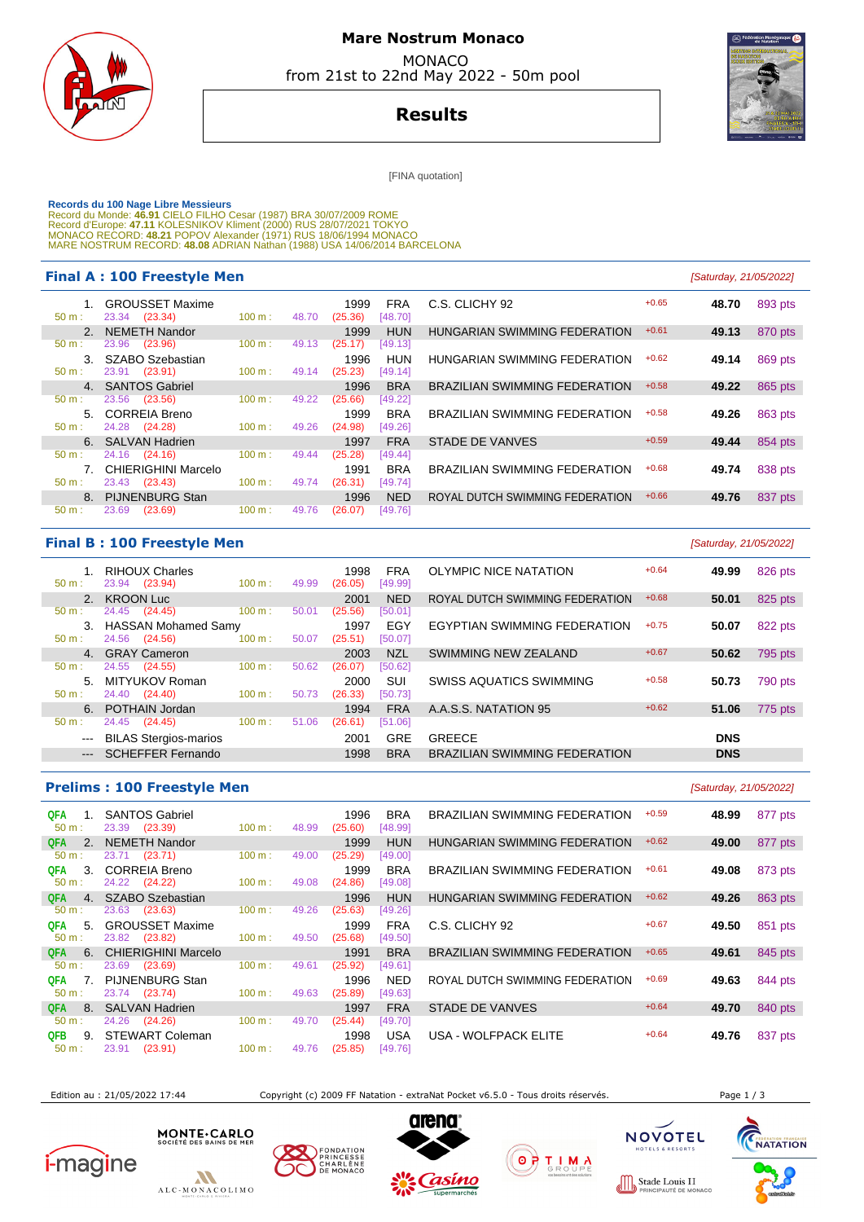# Mare Nostrum Monaco

MONACO
from 21st to 22nd May 2022 - 50m pool

## Results

[FINA quotation]

**Records du 100 Nage Libre Messieurs**
Record du Monde: **46.91** CIELO FILHO Cesar (1987) BRA 30/07/2009 ROME
Record d'Europe: **47.11** KOLESNIKOV Kliment (2000) RUS 28/07/2021 TOKYO
MONACO RECORD: **48.21** POPOV Alexander (1971) RUS 18/06/1994 MONACO
MARE NOSTRUM RECORD: **48.08** ADRIAN Nathan (1988) USA 14/06/2014 BARCELONA

### Final A : 100 Freestyle Men

*[Saturday, 21/05/2022]*

| Rank | Name | Year | Nat | Club | RT | Time | Points |
|---|---|---|---|---|---|---|---|
| 1. | GROUSSET Maxime | 1999 | FRA | C.S. CLICHY 92 | +0.65 | **48.70** | 893 pts |
| | 50 m : 23.34 (23.34) — 100 m : 48.70 (25.36) [48.70] | | | | | | |
| 2. | NEMETH Nandor | 1999 | HUN | HUNGARIAN SWIMMING FEDERATION | +0.61 | **49.13** | 870 pts |
| | 50 m : 23.96 (23.96) — 100 m : 49.13 (25.17) [49.13] | | | | | | |
| 3. | SZABO Szebastian | 1996 | HUN | HUNGARIAN SWIMMING FEDERATION | +0.62 | **49.14** | 869 pts |
| | 50 m : 23.91 (23.91) — 100 m : 49.14 (25.23) [49.14] | | | | | | |
| 4. | SANTOS Gabriel | 1996 | BRA | BRAZILIAN SWIMMING FEDERATION | +0.58 | **49.22** | 865 pts |
| | 50 m : 23.56 (23.56) — 100 m : 49.22 (25.66) [49.22] | | | | | | |
| 5. | CORREIA Breno | 1999 | BRA | BRAZILIAN SWIMMING FEDERATION | +0.58 | **49.26** | 863 pts |
| | 50 m : 24.28 (24.28) — 100 m : 49.26 (24.98) [49.26] | | | | | | |
| 6. | SALVAN Hadrien | 1997 | FRA | STADE DE VANVES | +0.59 | **49.44** | 854 pts |
| | 50 m : 24.16 (24.16) — 100 m : 49.44 (25.28) [49.44] | | | | | | |
| 7. | CHIERIGHINI Marcelo | 1991 | BRA | BRAZILIAN SWIMMING FEDERATION | +0.68 | **49.74** | 838 pts |
| | 50 m : 23.43 (23.43) — 100 m : 49.74 (26.31) [49.74] | | | | | | |
| 8. | PIJNENBURG Stan | 1996 | NED | ROYAL DUTCH SWIMMING FEDERATION | +0.66 | **49.76** | 837 pts |
| | 50 m : 23.69 (23.69) — 100 m : 49.76 (26.07) [49.76] | | | | | | |

### Final B : 100 Freestyle Men

*[Saturday, 21/05/2022]*

| Rank | Name | Year | Nat | Club | RT | Time | Points |
|---|---|---|---|---|---|---|---|
| 1. | RIHOUX Charles | 1998 | FRA | OLYMPIC NICE NATATION | +0.64 | **49.99** | 826 pts |
| | 50 m : 23.94 (23.94) — 100 m : 49.99 (26.05) [49.99] | | | | | | |
| 2. | KROON Luc | 2001 | NED | ROYAL DUTCH SWIMMING FEDERATION | +0.68 | **50.01** | 825 pts |
| | 50 m : 24.45 (24.45) — 100 m : 50.01 (25.56) [50.01] | | | | | | |
| 3. | HASSAN Mohamed Samy | 1997 | EGY | EGYPTIAN SWIMMING FEDERATION | +0.75 | **50.07** | 822 pts |
| | 50 m : 24.56 (24.56) — 100 m : 50.07 (25.51) [50.07] | | | | | | |
| 4. | GRAY Cameron | 2003 | NZL | SWIMMING NEW ZEALAND | +0.67 | **50.62** | 795 pts |
| | 50 m : 24.55 (24.55) — 100 m : 50.62 (26.07) [50.62] | | | | | | |
| 5. | MITYUKOV Roman | 2000 | SUI | SWISS AQUATICS SWIMMING | +0.58 | **50.73** | 790 pts |
| | 50 m : 24.40 (24.40) — 100 m : 50.73 (26.33) [50.73] | | | | | | |
| 6. | POTHAIN Jordan | 1994 | FRA | A.A.S.S. NATATION 95 | +0.62 | **51.06** | 775 pts |
| | 50 m : 24.45 (24.45) — 100 m : 51.06 (26.61) [51.06] | | | | | | |
| --- | BILAS Stergios-marios | 2001 | GRE | GREECE | | **DNS** | |
| --- | SCHEFFER Fernando | 1998 | BRA | BRAZILIAN SWIMMING FEDERATION | | **DNS** | |

### Prelims : 100 Freestyle Men

*[Saturday, 21/05/2022]*

| Qual | Rank | Name | Year | Nat | Club | RT | Time | Points |
|---|---|---|---|---|---|---|---|---|
| QFA | 1. | SANTOS Gabriel | 1996 | BRA | BRAZILIAN SWIMMING FEDERATION | +0.59 | **48.99** | 877 pts |
| | | 50 m : 23.39 (23.39) — 100 m : 48.99 (25.60) [48.99] | | | | | | |
| QFA | 2. | NEMETH Nandor | 1999 | HUN | HUNGARIAN SWIMMING FEDERATION | +0.62 | **49.00** | 877 pts |
| | | 50 m : 23.71 (23.71) — 100 m : 49.00 (25.29) [49.00] | | | | | | |
| QFA | 3. | CORREIA Breno | 1999 | BRA | BRAZILIAN SWIMMING FEDERATION | +0.61 | **49.08** | 873 pts |
| | | 50 m : 24.22 (24.22) — 100 m : 49.08 (24.86) [49.08] | | | | | | |
| QFA | 4. | SZABO Szebastian | 1996 | HUN | HUNGARIAN SWIMMING FEDERATION | +0.62 | **49.26** | 863 pts |
| | | 50 m : 23.63 (23.63) — 100 m : 49.26 (25.63) [49.26] | | | | | | |
| QFA | 5. | GROUSSET Maxime | 1999 | FRA | C.S. CLICHY 92 | +0.67 | **49.50** | 851 pts |
| | | 50 m : 23.82 (23.82) — 100 m : 49.50 (25.68) [49.50] | | | | | | |
| QFA | 6. | CHIERIGHINI Marcelo | 1991 | BRA | BRAZILIAN SWIMMING FEDERATION | +0.65 | **49.61** | 845 pts |
| | | 50 m : 23.69 (23.69) — 100 m : 49.61 (25.92) [49.61] | | | | | | |
| QFA | 7. | PIJNENBURG Stan | 1996 | NED | ROYAL DUTCH SWIMMING FEDERATION | +0.69 | **49.63** | 844 pts |
| | | 50 m : 23.74 (23.74) — 100 m : 49.63 (25.89) [49.63] | | | | | | |
| QFA | 8. | SALVAN Hadrien | 1997 | FRA | STADE DE VANVES | +0.64 | **49.70** | 840 pts |
| | | 50 m : 24.26 (24.26) — 100 m : 49.70 (25.44) [49.70] | | | | | | |
| QFB | 9. | STEWART Coleman | 1998 | USA | USA - WOLFPACK ELITE | +0.64 | **49.76** | 837 pts |
| | | 50 m : 23.91 (23.91) — 100 m : 49.76 (25.85) [49.76] | | | | | | |

Edition au : 21/05/2022 17:44 — Copyright (c) 2009 FF Natation - extraNat Pocket v6.5.0 - Tous droits réservés.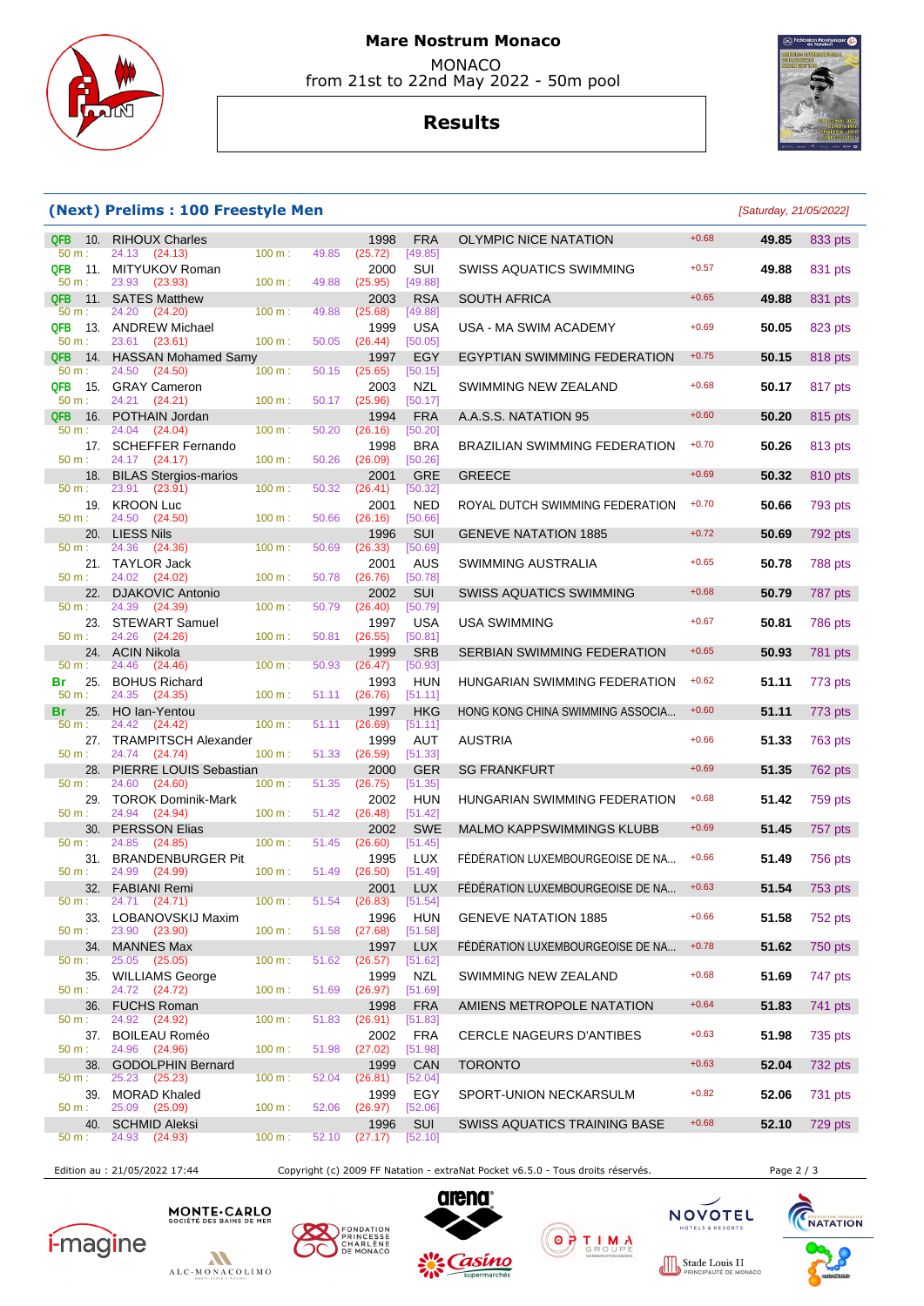# Mare Nostrum Monaco

MONACO
from 21st to 22nd May 2022 - 50m pool

## Results

### (Next) Prelims : 100 Freestyle Men

*[Saturday, 21/05/2022]*

| Q | Rank | Name | 50 m | 100 m | YB | Nat | Club | RT | Time | Points |
|---|---|---|---|---|---|---|---|---|---|---|
| QFB | 10. | RIHOUX Charles | 24.13 (24.13) | 49.85 (25.72) [49.85] | 1998 | FRA | OLYMPIC NICE NATATION | +0.68 | 49.85 | 833 pts |
| QFB | 11. | MITYUKOV Roman | 23.93 (23.93) | 49.88 (25.95) [49.88] | 2000 | SUI | SWISS AQUATICS SWIMMING | +0.57 | 49.88 | 831 pts |
| QFB | 11. | SATES Matthew | 24.20 (24.20) | 49.88 (25.68) [49.88] | 2003 | RSA | SOUTH AFRICA | +0.65 | 49.88 | 831 pts |
| QFB | 13. | ANDREW Michael | 23.61 (23.61) | 50.05 (26.44) [50.05] | 1999 | USA | USA - MA SWIM ACADEMY | +0.69 | 50.05 | 823 pts |
| QFB | 14. | HASSAN Mohamed Samy | 24.50 (24.50) | 50.15 (25.65) [50.15] | 1997 | EGY | EGYPTIAN SWIMMING FEDERATION | +0.75 | 50.15 | 818 pts |
| QFB | 15. | GRAY Cameron | 24.21 (24.21) | 50.17 (25.96) [50.17] | 2003 | NZL | SWIMMING NEW ZEALAND | +0.68 | 50.17 | 817 pts |
| QFB | 16. | POTHAIN Jordan | 24.04 (24.04) | 50.20 (26.16) [50.20] | 1994 | FRA | A.A.S.S. NATATION 95 | +0.60 | 50.20 | 815 pts |
| | 17. | SCHEFFER Fernando | 24.17 (24.17) | 50.26 (26.09) [50.26] | 1998 | BRA | BRAZILIAN SWIMMING FEDERATION | +0.70 | 50.26 | 813 pts |
| | 18. | BILAS Stergios-marios | 23.91 (23.91) | 50.32 (26.41) [50.32] | 2001 | GRE | GREECE | +0.69 | 50.32 | 810 pts |
| | 19. | KROON Luc | 24.50 (24.50) | 50.66 (26.16) [50.66] | 2001 | NED | ROYAL DUTCH SWIMMING FEDERATION | +0.70 | 50.66 | 793 pts |
| | 20. | LIESS Nils | 24.36 (24.36) | 50.69 (26.33) [50.69] | 1996 | SUI | GENEVE NATATION 1885 | +0.72 | 50.69 | 792 pts |
| | 21. | TAYLOR Jack | 24.02 (24.02) | 50.78 (26.76) [50.78] | 2001 | AUS | SWIMMING AUSTRALIA | +0.65 | 50.78 | 788 pts |
| | 22. | DJAKOVIC Antonio | 24.39 (24.39) | 50.79 (26.40) [50.79] | 2002 | SUI | SWISS AQUATICS SWIMMING | +0.68 | 50.79 | 787 pts |
| | 23. | STEWART Samuel | 24.26 (24.26) | 50.81 (26.55) [50.81] | 1997 | USA | USA SWIMMING | +0.67 | 50.81 | 786 pts |
| | 24. | ACIN Nikola | 24.46 (24.46) | 50.93 (26.47) [50.93] | 1999 | SRB | SERBIAN SWIMMING FEDERATION | +0.65 | 50.93 | 781 pts |
| Br | 25. | BOHUS Richard | 24.35 (24.35) | 51.11 (26.76) [51.11] | 1993 | HUN | HUNGARIAN SWIMMING FEDERATION | +0.62 | 51.11 | 773 pts |
| Br | 25. | HO Ian-Yentou | 24.42 (24.42) | 51.11 (26.69) [51.11] | 1997 | HKG | HONG KONG CHINA SWIMMING ASSOCIA... | +0.60 | 51.11 | 773 pts |
| | 27. | TRAMPITSCH Alexander | 24.74 (24.74) | 51.33 (26.59) [51.33] | 1999 | AUT | AUSTRIA | +0.66 | 51.33 | 763 pts |
| | 28. | PIERRE LOUIS Sebastian | 24.60 (24.60) | 51.35 (26.75) [51.35] | 2000 | GER | SG FRANKFURT | +0.69 | 51.35 | 762 pts |
| | 29. | TOROK Dominik-Mark | 24.94 (24.94) | 51.42 (26.48) [51.42] | 2002 | HUN | HUNGARIAN SWIMMING FEDERATION | +0.68 | 51.42 | 759 pts |
| | 30. | PERSSON Elias | 24.85 (24.85) | 51.45 (26.60) [51.45] | 2002 | SWE | MALMO KAPPSWIMMINGS KLUBB | +0.69 | 51.45 | 757 pts |
| | 31. | BRANDENBURGER Pit | 24.99 (24.99) | 51.49 (26.50) [51.49] | 1995 | LUX | FÉDÉRATION LUXEMBOURGEOISE DE NA... | +0.66 | 51.49 | 756 pts |
| | 32. | FABIANI Remi | 24.71 (24.71) | 51.54 (26.83) [51.54] | 2001 | LUX | FÉDÉRATION LUXEMBOURGEOISE DE NA... | +0.63 | 51.54 | 753 pts |
| | 33. | LOBANOVSKIJ Maxim | 23.90 (23.90) | 51.58 (27.68) [51.58] | 1996 | HUN | GENEVE NATATION 1885 | +0.66 | 51.58 | 752 pts |
| | 34. | MANNES Max | 25.05 (25.05) | 51.62 (26.57) [51.62] | 1997 | LUX | FÉDÉRATION LUXEMBOURGEOISE DE NA... | +0.78 | 51.62 | 750 pts |
| | 35. | WILLIAMS George | 24.72 (24.72) | 51.69 (26.97) [51.69] | 1999 | NZL | SWIMMING NEW ZEALAND | +0.68 | 51.69 | 747 pts |
| | 36. | FUCHS Roman | 24.92 (24.92) | 51.83 (26.91) [51.83] | 1998 | FRA | AMIENS METROPOLE NATATION | +0.64 | 51.83 | 741 pts |
| | 37. | BOILEAU Roméo | 24.96 (24.96) | 51.98 (27.02) [51.98] | 2002 | FRA | CERCLE NAGEURS D'ANTIBES | +0.63 | 51.98 | 735 pts |
| | 38. | GODOLPHIN Bernard | 25.23 (25.23) | 52.04 (26.81) [52.04] | 1999 | CAN | TORONTO | +0.63 | 52.04 | 732 pts |
| | 39. | MORAD Khaled | 25.09 (25.09) | 52.06 (26.97) [52.06] | 1999 | EGY | SPORT-UNION NECKARSULM | +0.82 | 52.06 | 731 pts |
| | 40. | SCHMID Aleksi | 24.93 (24.93) | 52.10 (27.17) [52.10] | 1996 | SUI | SWISS AQUATICS TRAINING BASE | +0.68 | 52.10 | 729 pts |

Edition au : 21/05/2022 17:44 — Copyright (c) 2009 FF Natation - extraNat Pocket v6.5.0 - Tous droits réservés.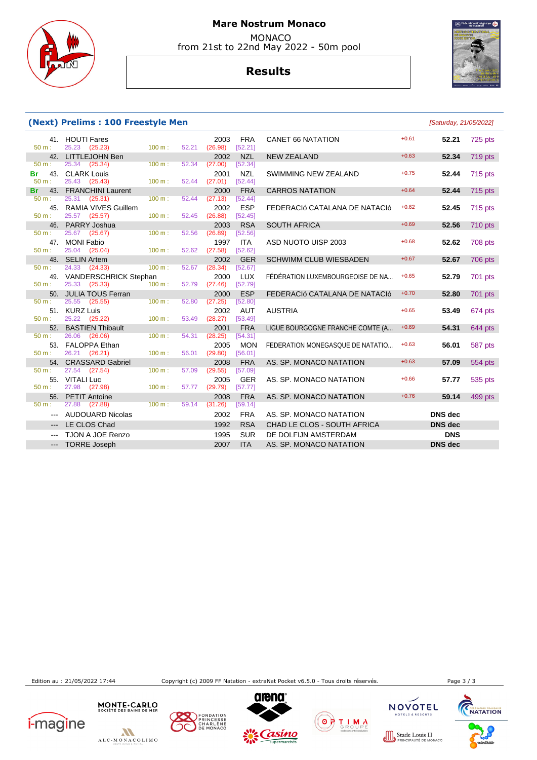**Mare Nostrum Monaco**

MONACO
from 21st to 22nd May 2022 - 50m pool

## Results

### (Next) Prelims : 100 Freestyle Men

*[Saturday, 21/05/2022]*

| | | | | | | | | | |
|---|---|---|---|---|---|---|---|---|---|
| 41. | HOUTI Fares | 2003 | FRA | CANET 66 NATATION | +0.61 | 52.21 | 725 pts | 50 m : 25.23 (25.23) | 100 m : 52.21 (26.98) [52.21] |
| 42. | LITTLEJOHN Ben | 2002 | NZL | NEW ZEALAND | +0.63 | 52.34 | 719 pts | 50 m : 25.34 (25.34) | 100 m : 52.34 (27.00) [52.34] |
| Br 43. | CLARK Louis | 2001 | NZL | SWIMMING NEW ZEALAND | +0.75 | 52.44 | 715 pts | 50 m : 25.43 (25.43) | 100 m : 52.44 (27.01) [52.44] |
| Br 43. | FRANCHINI Laurent | 2000 | FRA | CARROS NATATION | +0.64 | 52.44 | 715 pts | 50 m : 25.31 (25.31) | 100 m : 52.44 (27.13) [52.44] |
| 45. | RAMIA VIVES Guillem | 2002 | ESP | FEDERACIó CATALANA DE NATACIó | +0.62 | 52.45 | 715 pts | 50 m : 25.57 (25.57) | 100 m : 52.45 (26.88) [52.45] |
| 46. | PARRY Joshua | 2003 | RSA | SOUTH AFRICA | +0.69 | 52.56 | 710 pts | 50 m : 25.67 (25.67) | 100 m : 52.56 (26.89) [52.56] |
| 47. | MONI Fabio | 1997 | ITA | ASD NUOTO UISP 2003 | +0.68 | 52.62 | 708 pts | 50 m : 25.04 (25.04) | 100 m : 52.62 (27.58) [52.62] |
| 48. | SELIN Artem | 2002 | GER | SCHWIMM CLUB WIESBADEN | +0.67 | 52.67 | 706 pts | 50 m : 24.33 (24.33) | 100 m : 52.67 (28.34) [52.67] |
| 49. | VANDERSCHRICK Stephan | 2000 | LUX | FÉDÉRATION LUXEMBOURGEOISE DE NA... | +0.65 | 52.79 | 701 pts | 50 m : 25.33 (25.33) | 100 m : 52.79 (27.46) [52.79] |
| 50. | JULIA TOUS Ferran | 2000 | ESP | FEDERACIó CATALANA DE NATACIó | +0.70 | 52.80 | 701 pts | 50 m : 25.55 (25.55) | 100 m : 52.80 (27.25) [52.80] |
| 51. | KURZ Luis | 2002 | AUT | AUSTRIA | +0.65 | 53.49 | 674 pts | 50 m : 25.22 (25.22) | 100 m : 53.49 (28.27) [53.49] |
| 52. | BASTIEN Thibault | 2001 | FRA | LIGUE BOURGOGNE FRANCHE COMTE (A... | +0.69 | 54.31 | 644 pts | 50 m : 26.06 (26.06) | 100 m : 54.31 (28.25) [54.31] |
| 53. | FALOPPA Ethan | 2005 | MON | FEDERATION MONEGASQUE DE NATATIO... | +0.63 | 56.01 | 587 pts | 50 m : 26.21 (26.21) | 100 m : 56.01 (29.80) [56.01] |
| 54. | CRASSARD Gabriel | 2008 | FRA | AS. SP. MONACO NATATION | +0.63 | 57.09 | 554 pts | 50 m : 27.54 (27.54) | 100 m : 57.09 (29.55) [57.09] |
| 55. | VITALI Luc | 2005 | GER | AS. SP. MONACO NATATION | +0.66 | 57.77 | 535 pts | 50 m : 27.98 (27.98) | 100 m : 57.77 (29.79) [57.77] |
| 56. | PETIT Antoine | 2008 | FRA | AS. SP. MONACO NATATION | +0.76 | 59.14 | 499 pts | 50 m : 27.88 (27.88) | 100 m : 59.14 (31.26) [59.14] |
| --- | AUDOUARD Nicolas | 2002 | FRA | AS. SP. MONACO NATATION | | DNS dec | | | |
| --- | LE CLOS Chad | 1992 | RSA | CHAD LE CLOS - SOUTH AFRICA | | DNS dec | | | |
| --- | TJON A JOE Renzo | 1995 | SUR | DE DOLFIJN AMSTERDAM | | DNS | | | |
| --- | TORRE Joseph | 2007 | ITA | AS. SP. MONACO NATATION | | DNS dec | | | |

Edition au : 21/05/2022 17:44 Copyright (c) 2009 FF Natation - extraNat Pocket v6.5.0 - Tous droits réservés.